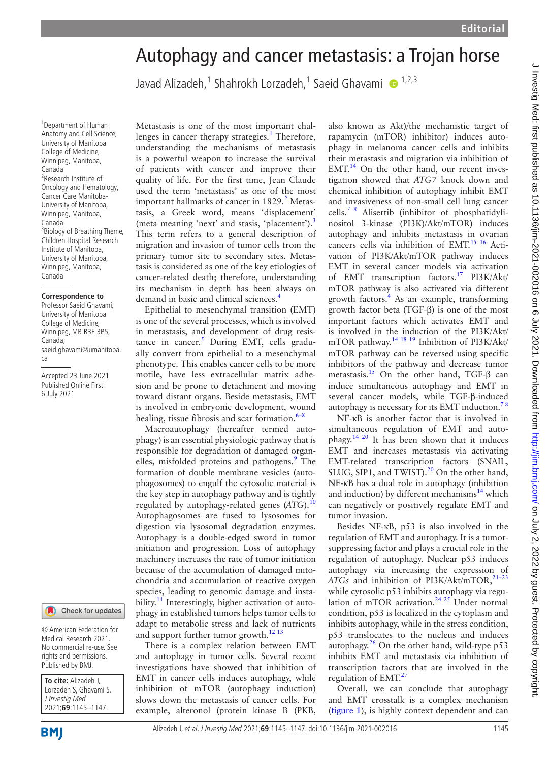Editorial

# Autophagy and cancer metastasis: a Trojan horse

Javad Alizadeh,[1] Shahrokh Lorzadeh,[1] Saeid Ghavami[1,2,3]

[1]Department of Human Anatomy and Cell Science, University of Manitoba College of Medicine, Winnipeg, Manitoba, Canada
[2]Research Institute of Oncology and Hematology, Cancer Care Manitoba-University of Manitoba, Winnipeg, Manitoba, Canada
[3]Biology of Breathing Theme, Children Hospital Research Institute of Manitoba, University of Manitoba, Winnipeg, Manitoba, Canada

**Correspondence to**
Professor Saeid Ghavami, University of Manitoba College of Medicine, Winnipeg, MB R3E 3P5, Canada; saeid.ghavami@umanitoba.ca

Accepted 23 June 2021
Published Online First 6 July 2021

© American Federation for Medical Research 2021. No commercial re-use. See rights and permissions. Published by BMJ.

**To cite:** Alizadeh J, Lorzadeh S, Ghavami S. *J Investig Med* 2021;**69**:1145–1147.

Metastasis is one of the most important challenges in cancer therapy strategies.[1] Therefore, understanding the mechanisms of metastasis is a powerful weapon to increase the survival of patients with cancer and improve their quality of life. For the first time, Jean Claude used the term 'metastasis' as one of the most important hallmarks of cancer in 1829.[2] Metastasis, a Greek word, means 'displacement' (meta meaning 'next' and stasis, 'placement').[3] This term refers to a general description of migration and invasion of tumor cells from the primary tumor site to secondary sites. Metastasis is considered as one of the key etiologies of cancer-related death; therefore, understanding its mechanism in depth has been always on demand in basic and clinical sciences.[4]

Epithelial to mesenchymal transition (EMT) is one of the several processes, which is involved in metastasis, and development of drug resistance in cancer.[5] During EMT, cells gradually convert from epithelial to a mesenchymal phenotype. This enables cancer cells to be more motile, have less extracellular matrix adhesion and to be prone to detachment and moving toward distant organs. Beside metastasis, EMT is involved in embryonic development, wound healing, tissue fibrosis and scar formation.[6–8]

Macroautophagy (hereafter termed autophagy) is an essential physiologic pathway that is responsible for degradation of damaged organelles, misfolded proteins and pathogens.[9] The formation of double membrane vesicles (autophagosomes) to engulf the cytosolic material is the key step in autophagy pathway and is tightly regulated by autophagy-related genes (*ATG*).[10] Autophagosomes are fused to lysosomes for digestion via lysosomal degradation enzymes. Autophagy is a double-edged sword in tumor initiation and progression. Loss of autophagy machinery increases the rate of tumor initiation because of the accumulation of damaged mitochondria and accumulation of reactive oxygen species, leading to genomic damage and instability.[11] Interestingly, higher activation of autophagy in established tumors helps tumor cells to adapt to metabolic stress and lack of nutrients and support further tumor growth.[12 13]

There is a complex relation between EMT and autophagy in tumor cells. Several recent investigations have showed that inhibition of EMT in cancer cells induces autophagy, while inhibition of mTOR (autophagy induction) slows down the metastasis of cancer cells. For example, alteronol (protein kinase B (PKB, also known as Akt)/the mechanistic target of rapamycin (mTOR) inhibitor) induces autophagy in melanoma cancer cells and inhibits their metastasis and migration via inhibition of EMT.[14] On the other hand, our recent investigation showed that *ATG7* knock down and chemical inhibition of autophagy inhibit EMT and invasiveness of non-small cell lung cancer cells.[7 8] Alisertib (inhibitor of phosphatidylinositol 3-kinase (PI3K)/Akt/mTOR) induces autophagy and inhibits metastasis in ovarian cancers cells via inhibition of EMT.[15 16] Activation of PI3K/Akt/mTOR pathway induces EMT in several cancer models via activation of EMT transcription factors.[17] PI3K/Akt/mTOR pathway is also activated via different growth factors.[4] As an example, transforming growth factor beta (TGF-β) is one of the most important factors which activates EMT and is involved in the induction of the PI3K/Akt/mTOR pathway.[14 18 19] Inhibition of PI3K/Akt/mTOR pathway can be reversed using specific inhibitors of the pathway and decrease tumor metastasis.[15] On the other hand, TGF-β can induce simultaneous autophagy and EMT in several cancer models, while TGF-β-induced autophagy is necessary for its EMT induction.[7 8]

NF-κB is another factor that is involved in simultaneous regulation of EMT and autophagy.[14 20] It has been shown that it induces EMT and increases metastasis via activating EMT-related transcription factors (SNAIL, SLUG, SIP1, and TWIST).[20] On the other hand, NF-κB has a dual role in autophagy (inhibition and induction) by different mechanisms[14] which can negatively or positively regulate EMT and tumor invasion.

Besides NF-κB, p53 is also involved in the regulation of EMT and autophagy. It is a tumor-suppressing factor and plays a crucial role in the regulation of autophagy. Nuclear p53 induces autophagy via increasing the expression of *ATGs* and inhibition of PI3K/Akt/mTOR,[21–23] while cytosolic p53 inhibits autophagy via regulation of mTOR activation.[24 25] Under normal condition, p53 is localized in the cytoplasm and inhibits autophagy, while in the stress condition, p53 translocates to the nucleus and induces autophagy.[26] On the other hand, wild-type p53 inhibits EMT and metastasis via inhibition of transcription factors that are involved in the regulation of EMT.[27]

Overall, we can conclude that autophagy and EMT crosstalk is a complex mechanism (figure 1), is highly context dependent and can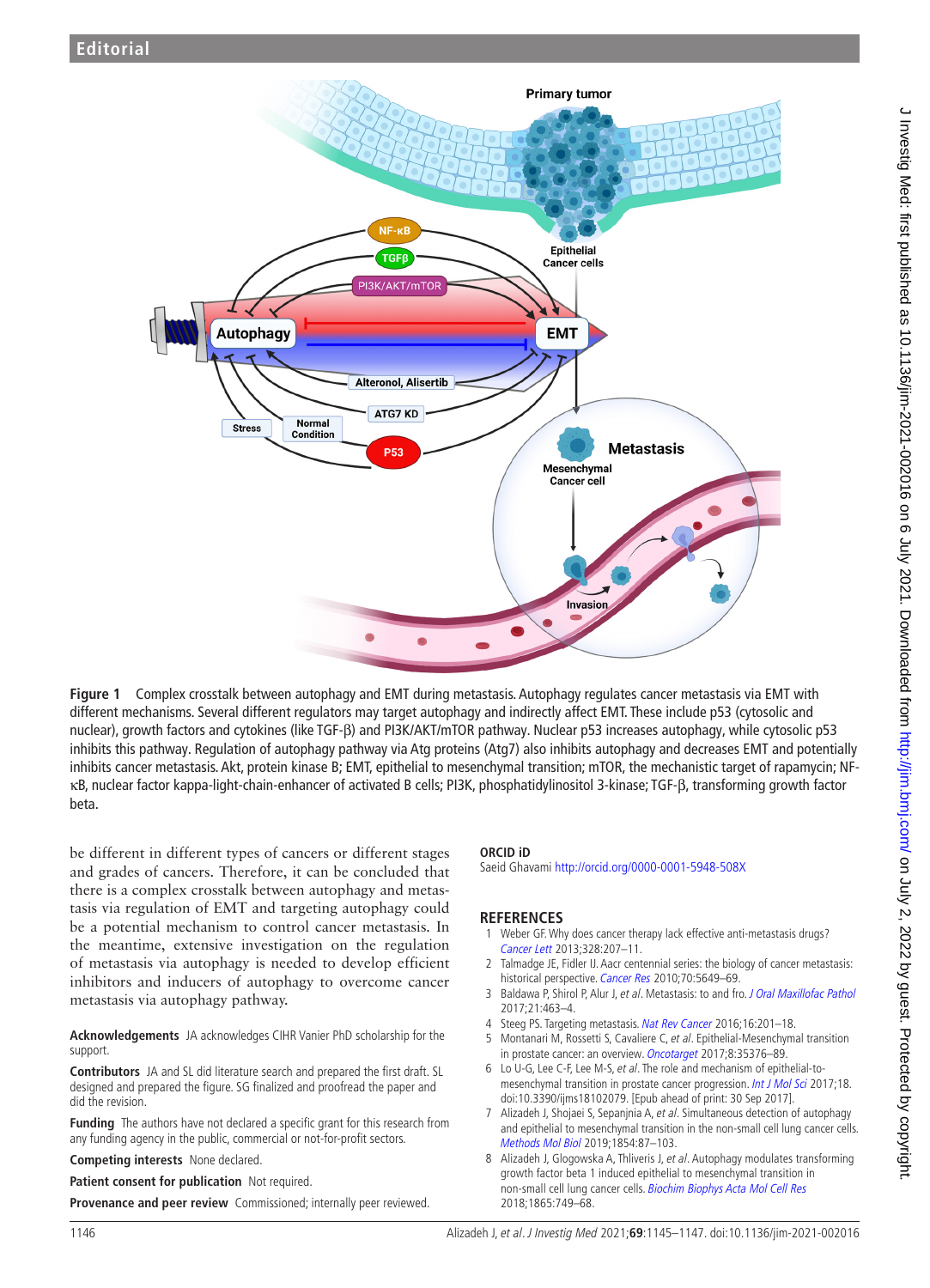Figure 1 Complex crosstalk between autophagy and EMT during metastasis. Autophagy regulates cancer metastasis via EMT with different mechanisms. Several different regulators may target autophagy and indirectly affect EMT. These include p53 (cytosolic and nuclear), growth factors and cytokines (like TGF-β) and PI3K/AKT/mTOR pathway. Nuclear p53 increases autophagy, while cytosolic p53 inhibits this pathway. Regulation of autophagy pathway via Atg proteins (Atg7) also inhibits autophagy and decreases EMT and potentially inhibits cancer metastasis. Akt, protein kinase B; EMT, epithelial to mesenchymal transition; mTOR, the mechanistic target of rapamycin; NF-κB, nuclear factor kappa-light-chain-enhancer of activated B cells; PI3K, phosphatidylinositol 3-kinase; TGF-β, transforming growth factor beta.

be different in different types of cancers or different stages and grades of cancers. Therefore, it can be concluded that there is a complex crosstalk between autophagy and metastasis via regulation of EMT and targeting autophagy could be a potential mechanism to control cancer metastasis. In the meantime, extensive investigation on the regulation of metastasis via autophagy is needed to develop efficient inhibitors and inducers of autophagy to overcome cancer metastasis via autophagy pathway.

**Acknowledgements** JA acknowledges CIHR Vanier PhD scholarship for the support.

**Contributors** JA and SL did literature search and prepared the first draft. SL designed and prepared the figure. SG finalized and proofread the paper and did the revision.

**Funding** The authors have not declared a specific grant for this research from any funding agency in the public, commercial or not-for-profit sectors.

**Competing interests** None declared.

**Patient consent for publication** Not required.

**Provenance and peer review** Commissioned; internally peer reviewed.

**ORCID iD**

Saeid Ghavami http://orcid.org/0000-0001-5948-508X

## REFERENCES

1. Weber GF. Why does cancer therapy lack effective anti-metastasis drugs? *Cancer Lett* 2013;328:207–11.
2. Talmadge JE, Fidler IJ. Aacr centennial series: the biology of cancer metastasis: historical perspective. *Cancer Res* 2010;70:5649–69.
3. Baldawa P, Shirol P, Alur J, *et al*. Metastasis: to and fro. *J Oral Maxillofac Pathol* 2017;21:463–4.
4. Steeg PS. Targeting metastasis. *Nat Rev Cancer* 2016;16:201–18.
5. Montanari M, Rossetti S, Cavaliere C, *et al*. Epithelial-Mesenchymal transition in prostate cancer: an overview. *Oncotarget* 2017;8:35376–89.
6. Lo U-G, Lee C-F, Lee M-S, *et al*. The role and mechanism of epithelial-to-mesenchymal transition in prostate cancer progression. *Int J Mol Sci* 2017;18. doi:10.3390/ijms18102079. [Epub ahead of print: 30 Sep 2017].
7. Alizadeh J, Shojaei S, Sepanjnia A, *et al*. Simultaneous detection of autophagy and epithelial to mesenchymal transition in the non-small cell lung cancer cells. *Methods Mol Biol* 2019;1854:87–103.
8. Alizadeh J, Glogowska A, Thliveris J, *et al*. Autophagy modulates transforming growth factor beta 1 induced epithelial to mesenchymal transition in non-small cell lung cancer cells. *Biochim Biophys Acta Mol Cell Res* 2018;1865:749–68.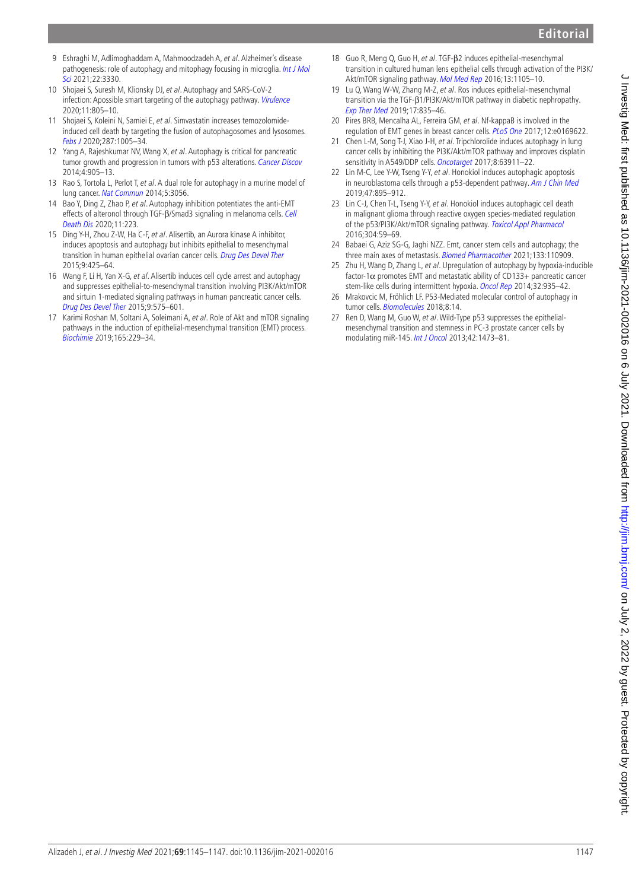9 Eshraghi M, Adlimoghaddam A, Mahmoodzadeh A, *et al*. Alzheimer's disease pathogenesis: role of autophagy and mitophagy focusing in microglia. *Int J Mol Sci* 2021;22:3330.

10 Shojaei S, Suresh M, Klionsky DJ, *et al*. Autophagy and SARS-CoV-2 infection: Apossible smart targeting of the autophagy pathway. *Virulence* 2020;11:805–10.

11 Shojaei S, Koleini N, Samiei E, *et al*. Simvastatin increases temozolomide-induced cell death by targeting the fusion of autophagosomes and lysosomes. *Febs J* 2020;287:1005–34.

12 Yang A, Rajeshkumar NV, Wang X, *et al*. Autophagy is critical for pancreatic tumor growth and progression in tumors with p53 alterations. *Cancer Discov* 2014;4:905–13.

13 Rao S, Tortola L, Perlot T, *et al*. A dual role for autophagy in a murine model of lung cancer. *Nat Commun* 2014;5:3056.

14 Bao Y, Ding Z, Zhao P, *et al*. Autophagy inhibition potentiates the anti-EMT effects of alteronol through TGF-β/Smad3 signaling in melanoma cells. *Cell Death Dis* 2020;11:223.

15 Ding Y-H, Zhou Z-W, Ha C-F, *et al*. Alisertib, an Aurora kinase A inhibitor, induces apoptosis and autophagy but inhibits epithelial to mesenchymal transition in human epithelial ovarian cancer cells. *Drug Des Devel Ther* 2015;9:425–64.

16 Wang F, Li H, Yan X-G, *et al*. Alisertib induces cell cycle arrest and autophagy and suppresses epithelial-to-mesenchymal transition involving PI3K/Akt/mTOR and sirtuin 1-mediated signaling pathways in human pancreatic cancer cells. *Drug Des Devel Ther* 2015;9:575–601.

17 Karimi Roshan M, Soltani A, Soleimani A, *et al*. Role of Akt and mTOR signaling pathways in the induction of epithelial-mesenchymal transition (EMT) process. *Biochimie* 2019;165:229–34.

18 Guo R, Meng Q, Guo H, *et al*. TGF-β2 induces epithelial-mesenchymal transition in cultured human lens epithelial cells through activation of the PI3K/Akt/mTOR signaling pathway. *Mol Med Rep* 2016;13:1105–10.

19 Lu Q, Wang W-W, Zhang M-Z, *et al*. Ros induces epithelial-mesenchymal transition via the TGF-β1/PI3K/Akt/mTOR pathway in diabetic nephropathy. *Exp Ther Med* 2019;17:835–46.

20 Pires BRB, Mencalha AL, Ferreira GM, *et al*. Nf-kappaB is involved in the regulation of EMT genes in breast cancer cells. *PLoS One* 2017;12:e0169622.

21 Chen L-M, Song T-J, Xiao J-H, *et al*. Tripchlorolide induces autophagy in lung cancer cells by inhibiting the PI3K/Akt/mTOR pathway and improves cisplatin sensitivity in A549/DDP cells. *Oncotarget* 2017;8:63911–22.

22 Lin M-C, Lee Y-W, Tseng Y-Y, *et al*. Honokiol induces autophagic apoptosis in neuroblastoma cells through a p53-dependent pathway. *Am J Chin Med* 2019;47:895–912.

23 Lin C-J, Chen T-L, Tseng Y-Y, *et al*. Honokiol induces autophagic cell death in malignant glioma through reactive oxygen species-mediated regulation of the p53/PI3K/Akt/mTOR signaling pathway. *Toxicol Appl Pharmacol* 2016;304:59–69.

24 Babaei G, Aziz SG-G, Jaghi NZZ. Emt, cancer stem cells and autophagy; the three main axes of metastasis. *Biomed Pharmacother* 2021;133:110909.

25 Zhu H, Wang D, Zhang L, *et al*. Upregulation of autophagy by hypoxia-inducible factor-1α promotes EMT and metastatic ability of CD133+ pancreatic cancer stem-like cells during intermittent hypoxia. *Oncol Rep* 2014;32:935–42.

26 Mrakovcic M, Fröhlich LF. P53-Mediated molecular control of autophagy in tumor cells. *Biomolecules* 2018;8:14.

27 Ren D, Wang M, Guo W, *et al*. Wild-Type p53 suppresses the epithelial-mesenchymal transition and stemness in PC-3 prostate cancer cells by modulating miR-145. *Int J Oncol* 2013;42:1473–81.